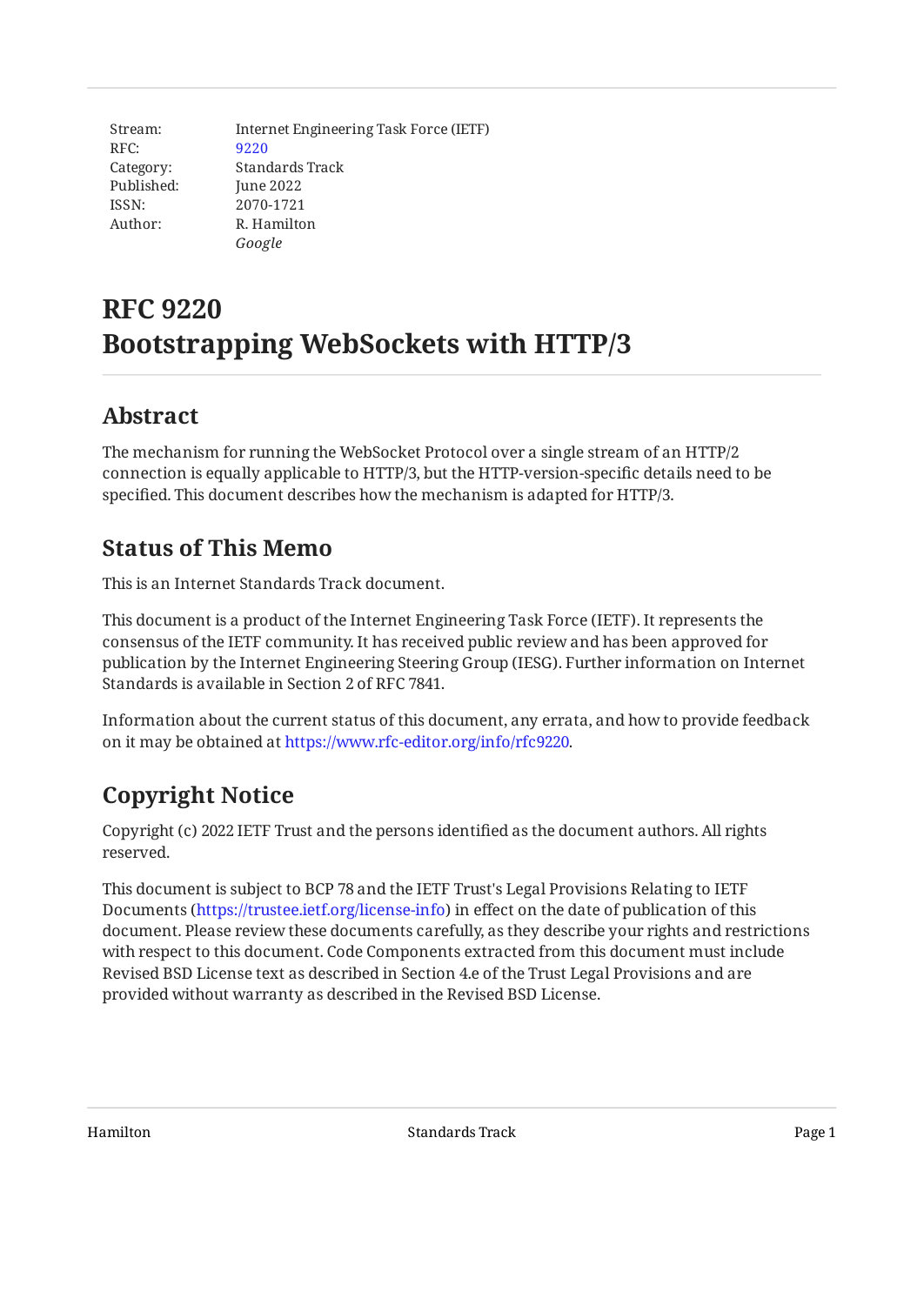Stream: Internet Engineering Task Force (IETF)
RFC: [9220](https://www.rfc-editor.org/rfc/rfc9220)
Category: Standards Track
Published: June 2022
ISSN: 2070-1721
Author: R. Hamilton
*Google*

# RFC 9220
# Bootstrapping WebSockets with HTTP/3

## Abstract

The mechanism for running the WebSocket Protocol over a single stream of an HTTP/2 connection is equally applicable to HTTP/3, but the HTTP-version-specific details need to be specified. This document describes how the mechanism is adapted for HTTP/3.

## Status of This Memo

This is an Internet Standards Track document.

This document is a product of the Internet Engineering Task Force (IETF). It represents the consensus of the IETF community. It has received public review and has been approved for publication by the Internet Engineering Steering Group (IESG). Further information on Internet Standards is available in Section 2 of RFC 7841.

Information about the current status of this document, any errata, and how to provide feedback on it may be obtained at https://www.rfc-editor.org/info/rfc9220.

## Copyright Notice

Copyright (c) 2022 IETF Trust and the persons identified as the document authors. All rights reserved.

This document is subject to BCP 78 and the IETF Trust's Legal Provisions Relating to IETF Documents (https://trustee.ietf.org/license-info) in effect on the date of publication of this document. Please review these documents carefully, as they describe your rights and restrictions with respect to this document. Code Components extracted from this document must include Revised BSD License text as described in Section 4.e of the Trust Legal Provisions and are provided without warranty as described in the Revised BSD License.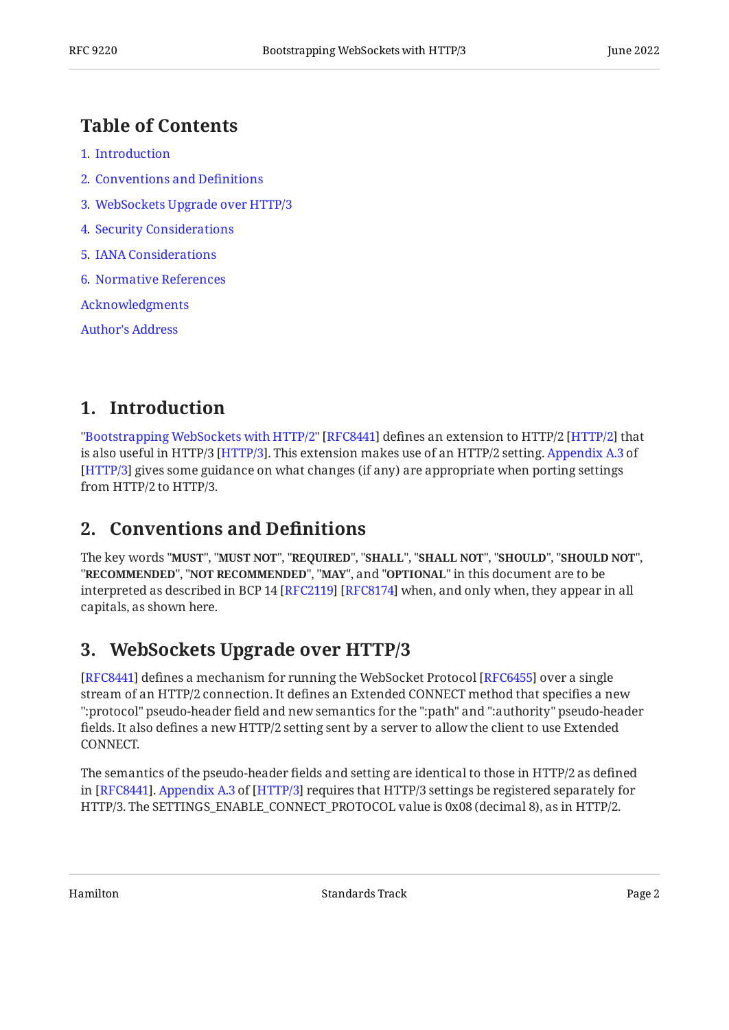## Table of Contents

1. Introduction
2. Conventions and Definitions
3. WebSockets Upgrade over HTTP/3
4. Security Considerations
5. IANA Considerations
6. Normative References

Acknowledgments

Author's Address

## 1. Introduction

"Bootstrapping WebSockets with HTTP/2" [RFC8441] defines an extension to HTTP/2 [HTTP/2] that is also useful in HTTP/3 [HTTP/3]. This extension makes use of an HTTP/2 setting. Appendix A.3 of [HTTP/3] gives some guidance on what changes (if any) are appropriate when porting settings from HTTP/2 to HTTP/3.

## 2. Conventions and Definitions

The key words "**MUST**", "**MUST NOT**", "**REQUIRED**", "**SHALL**", "**SHALL NOT**", "**SHOULD**", "**SHOULD NOT**", "**RECOMMENDED**", "**NOT RECOMMENDED**", "**MAY**", and "**OPTIONAL**" in this document are to be interpreted as described in BCP 14 [RFC2119] [RFC8174] when, and only when, they appear in all capitals, as shown here.

## 3. WebSockets Upgrade over HTTP/3

[RFC8441] defines a mechanism for running the WebSocket Protocol [RFC6455] over a single stream of an HTTP/2 connection. It defines an Extended CONNECT method that specifies a new ":protocol" pseudo-header field and new semantics for the ":path" and ":authority" pseudo-header fields. It also defines a new HTTP/2 setting sent by a server to allow the client to use Extended CONNECT.

The semantics of the pseudo-header fields and setting are identical to those in HTTP/2 as defined in [RFC8441]. Appendix A.3 of [HTTP/3] requires that HTTP/3 settings be registered separately for HTTP/3. The SETTINGS_ENABLE_CONNECT_PROTOCOL value is 0x08 (decimal 8), as in HTTP/2.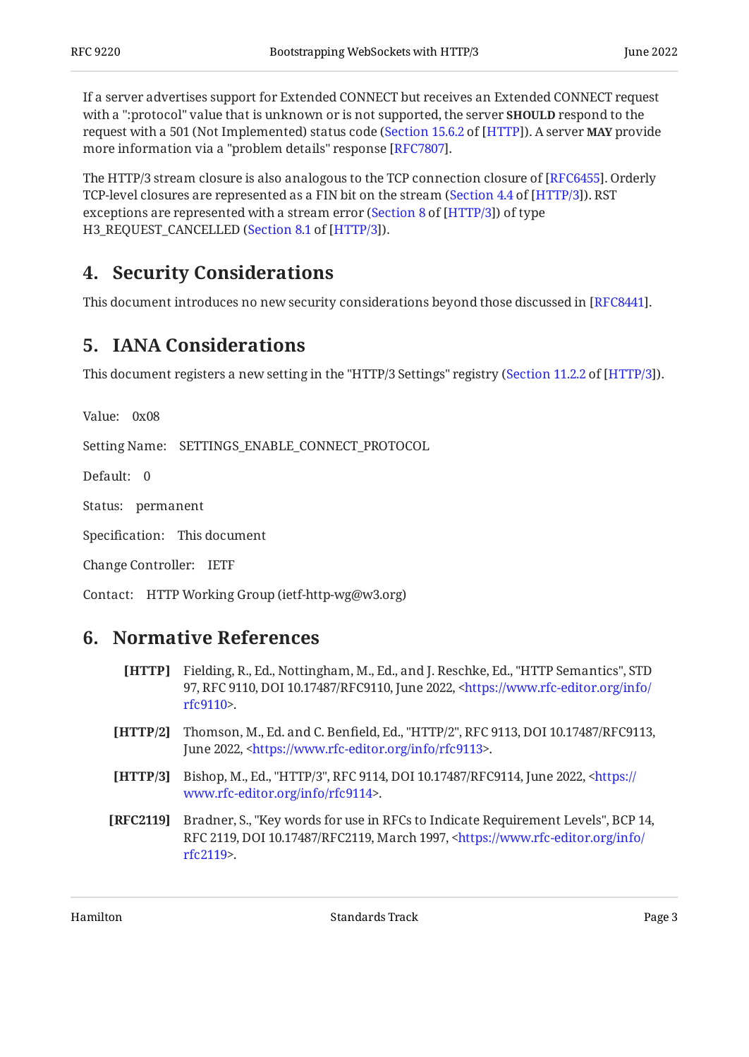If a server advertises support for Extended CONNECT but receives an Extended CONNECT request with a ":protocol" value that is unknown or is not supported, the server **SHOULD** respond to the request with a 501 (Not Implemented) status code (Section 15.6.2 of [HTTP]). A server **MAY** provide more information via a "problem details" response [RFC7807].

The HTTP/3 stream closure is also analogous to the TCP connection closure of [RFC6455]. Orderly TCP-level closures are represented as a FIN bit on the stream (Section 4.4 of [HTTP/3]). RST exceptions are represented with a stream error (Section 8 of [HTTP/3]) of type H3_REQUEST_CANCELLED (Section 8.1 of [HTTP/3]).

## 4. Security Considerations

This document introduces no new security considerations beyond those discussed in [RFC8441].

## 5. IANA Considerations

This document registers a new setting in the "HTTP/3 Settings" registry (Section 11.2.2 of [HTTP/3]).

Value: 0x08

Setting Name: SETTINGS_ENABLE_CONNECT_PROTOCOL

Default: 0

Status: permanent

Specification: This document

Change Controller: IETF

Contact: HTTP Working Group (ietf-http-wg@w3.org)

## 6. Normative References

**[HTTP]** Fielding, R., Ed., Nottingham, M., Ed., and J. Reschke, Ed., "HTTP Semantics", STD 97, RFC 9110, DOI 10.17487/RFC9110, June 2022, <https://www.rfc-editor.org/info/rfc9110>.

**[HTTP/2]** Thomson, M., Ed. and C. Benfield, Ed., "HTTP/2", RFC 9113, DOI 10.17487/RFC9113, June 2022, <https://www.rfc-editor.org/info/rfc9113>.

**[HTTP/3]** Bishop, M., Ed., "HTTP/3", RFC 9114, DOI 10.17487/RFC9114, June 2022, <https://www.rfc-editor.org/info/rfc9114>.

**[RFC2119]** Bradner, S., "Key words for use in RFCs to Indicate Requirement Levels", BCP 14, RFC 2119, DOI 10.17487/RFC2119, March 1997, <https://www.rfc-editor.org/info/rfc2119>.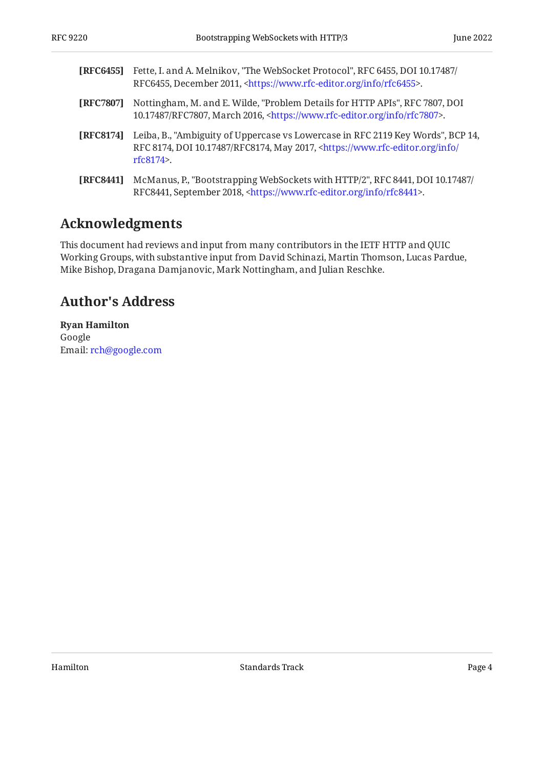**[RFC6455]** Fette, I. and A. Melnikov, "The WebSocket Protocol", RFC 6455, DOI 10.17487/RFC6455, December 2011, <https://www.rfc-editor.org/info/rfc6455>.

**[RFC7807]** Nottingham, M. and E. Wilde, "Problem Details for HTTP APIs", RFC 7807, DOI 10.17487/RFC7807, March 2016, <https://www.rfc-editor.org/info/rfc7807>.

**[RFC8174]** Leiba, B., "Ambiguity of Uppercase vs Lowercase in RFC 2119 Key Words", BCP 14, RFC 8174, DOI 10.17487/RFC8174, May 2017, <https://www.rfc-editor.org/info/rfc8174>.

**[RFC8441]** McManus, P., "Bootstrapping WebSockets with HTTP/2", RFC 8441, DOI 10.17487/RFC8441, September 2018, <https://www.rfc-editor.org/info/rfc8441>.

## Acknowledgments

This document had reviews and input from many contributors in the IETF HTTP and QUIC Working Groups, with substantive input from David Schinazi, Martin Thomson, Lucas Pardue, Mike Bishop, Dragana Damjanovic, Mark Nottingham, and Julian Reschke.

## Author's Address

**Ryan Hamilton**
Google
Email: rch@google.com